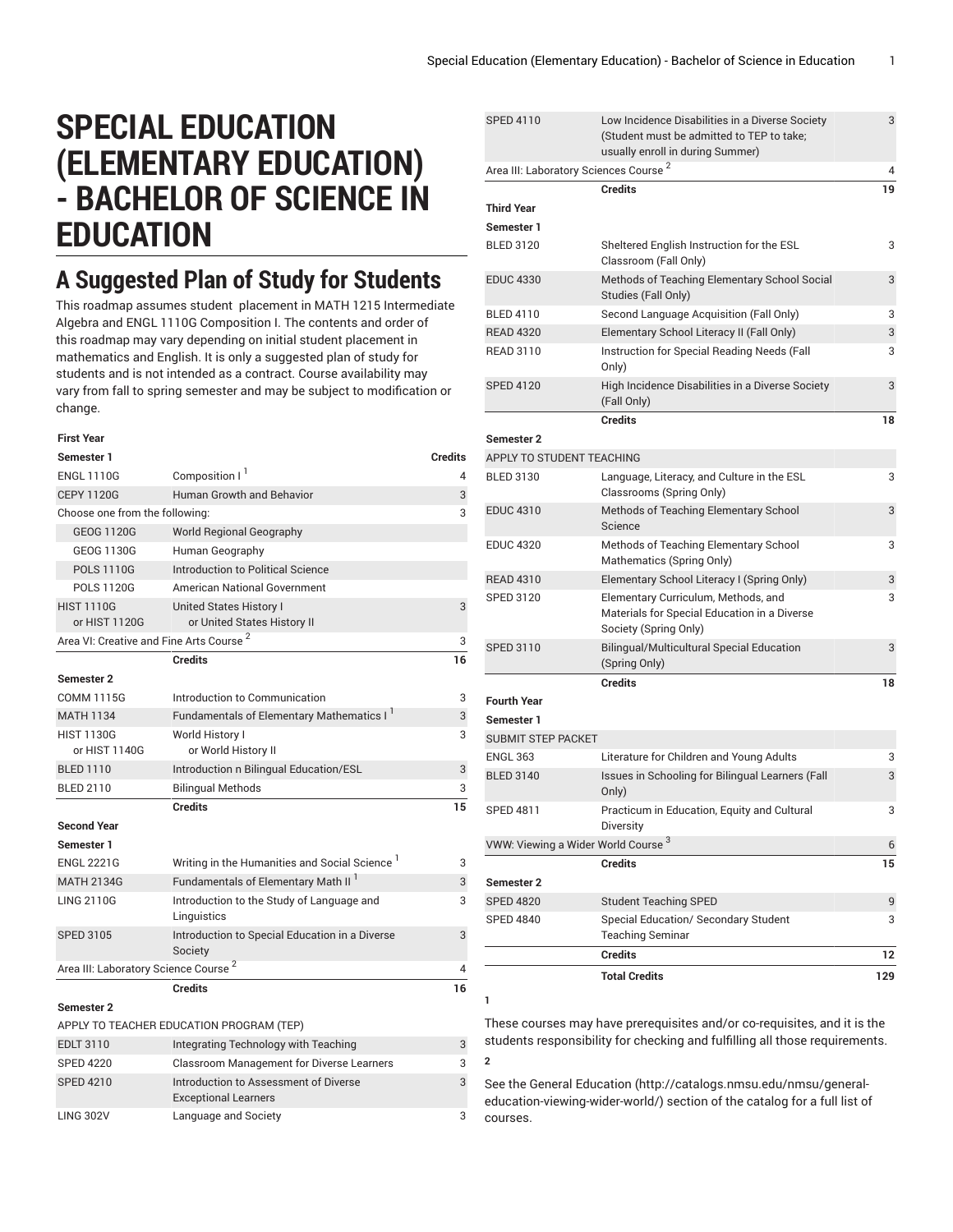# SPECIAL EDUCATION (ELEMENTARY EDUCATION) - BACHELOR OF SCIENCE IN EDUCATION

## A Suggested Plan of Study for Students

This roadmap assumes student placement in MATH 1215 Intermediate Algebra and ENGL 1110G Composition I. The contents and order of this roadmap may vary depending on initial student placement in mathematics and English. It is only a suggested plan of study for students and is not intended as a contract. Course availability may vary from fall to spring semester and may be subject to modification or change.

| First Year | | |
|---|---|---|
| **Semester 1** | | **Credits** |
| ENGL 1110G | Composition I [1] | 4 |
| CEPY 1120G | Human Growth and Behavior | 3 |
| Choose one from the following: | | 3 |
| GEOG 1120G | World Regional Geography | |
| GEOG 1130G | Human Geography | |
| POLS 1110G | Introduction to Political Science | |
| POLS 1120G | American National Government | |
| HIST 1110G or HIST 1120G | United States History I or United States History II | 3 |
| Area VI: Creative and Fine Arts Course [2] | | 3 |
| | **Credits** | **16** |
| **Semester 2** | | |
| COMM 1115G | Introduction to Communication | 3 |
| MATH 1134 | Fundamentals of Elementary Mathematics I [1] | 3 |
| HIST 1130G or HIST 1140G | World History I or World History II | 3 |
| BLED 1110 | Introduction n Bilingual Education/ESL | 3 |
| BLED 2110 | Bilingual Methods | 3 |
| | **Credits** | **15** |
| **Second Year** | | |
| **Semester 1** | | |
| ENGL 2221G | Writing in the Humanities and Social Science [1] | 3 |
| MATH 2134G | Fundamentals of Elementary Math II [1] | 3 |
| LING 2110G | Introduction to the Study of Language and Linguistics | 3 |
| SPED 3105 | Introduction to Special Education in a Diverse Society | 3 |
| Area III: Laboratory Science Course [2] | | 4 |
| | **Credits** | **16** |
| **Semester 2** | | |
| APPLY TO TEACHER EDUCATION PROGRAM (TEP) | | |
| EDLT 3110 | Integrating Technology with Teaching | 3 |
| SPED 4220 | Classroom Management for Diverse Learners | 3 |
| SPED 4210 | Introduction to Assessment of Diverse Exceptional Learners | 3 |
| LING 302V | Language and Society | 3 |
| SPED 4110 | Low Incidence Disabilities in a Diverse Society (Student must be admitted to TEP to take; usually enroll in during Summer) | 3 |
| Area III: Laboratory Sciences Course [2] | | 4 |
| | **Credits** | **19** |
| **Third Year** | | |
| **Semester 1** | | |
| BLED 3120 | Sheltered English Instruction for the ESL Classroom (Fall Only) | 3 |
| EDUC 4330 | Methods of Teaching Elementary School Social Studies (Fall Only) | 3 |
| BLED 4110 | Second Language Acquisition (Fall Only) | 3 |
| READ 4320 | Elementary School Literacy II (Fall Only) | 3 |
| READ 3110 | Instruction for Special Reading Needs (Fall Only) | 3 |
| SPED 4120 | High Incidence Disabilities in a Diverse Society (Fall Only) | 3 |
| | **Credits** | **18** |
| **Semester 2** | | |
| APPLY TO STUDENT TEACHING | | |
| BLED 3130 | Language, Literacy, and Culture in the ESL Classrooms (Spring Only) | 3 |
| EDUC 4310 | Methods of Teaching Elementary School Science | 3 |
| EDUC 4320 | Methods of Teaching Elementary School Mathematics (Spring Only) | 3 |
| READ 4310 | Elementary School Literacy I (Spring Only) | 3 |
| SPED 3120 | Elementary Curriculum, Methods, and Materials for Special Education in a Diverse Society (Spring Only) | 3 |
| SPED 3110 | Bilingual/Multicultural Special Education (Spring Only) | 3 |
| | **Credits** | **18** |
| **Fourth Year** | | |
| **Semester 1** | | |
| SUBMIT STEP PACKET | | |
| ENGL 363 | Literature for Children and Young Adults | 3 |
| BLED 3140 | Issues in Schooling for Bilingual Learners (Fall Only) | 3 |
| SPED 4811 | Practicum in Education, Equity and Cultural Diversity | 3 |
| VWW: Viewing a Wider World Course [3] | | 6 |
| | **Credits** | **15** |
| **Semester 2** | | |
| SPED 4820 | Student Teaching SPED | 9 |
| SPED 4840 | Special Education/ Secondary Student Teaching Seminar | 3 |
| | **Credits** | **12** |
| | **Total Credits** | **129** |

**1**

These courses may have prerequisites and/or co-requisites, and it is the students responsibility for checking and fulfilling all those requirements.

**2**

See the General Education (http://catalogs.nmsu.edu/nmsu/general-education-viewing-wider-world/) section of the catalog for a full list of courses.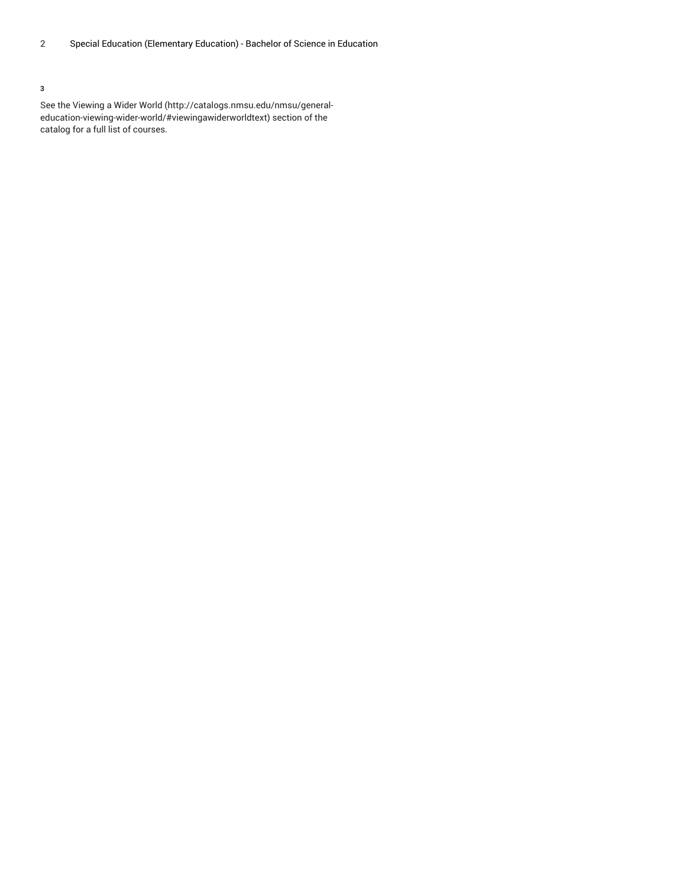3

See the Viewing a Wider World (http://catalogs.nmsu.edu/nmsu/general-education-viewing-wider-world/#viewingawiderworldtext) section of the catalog for a full list of courses.